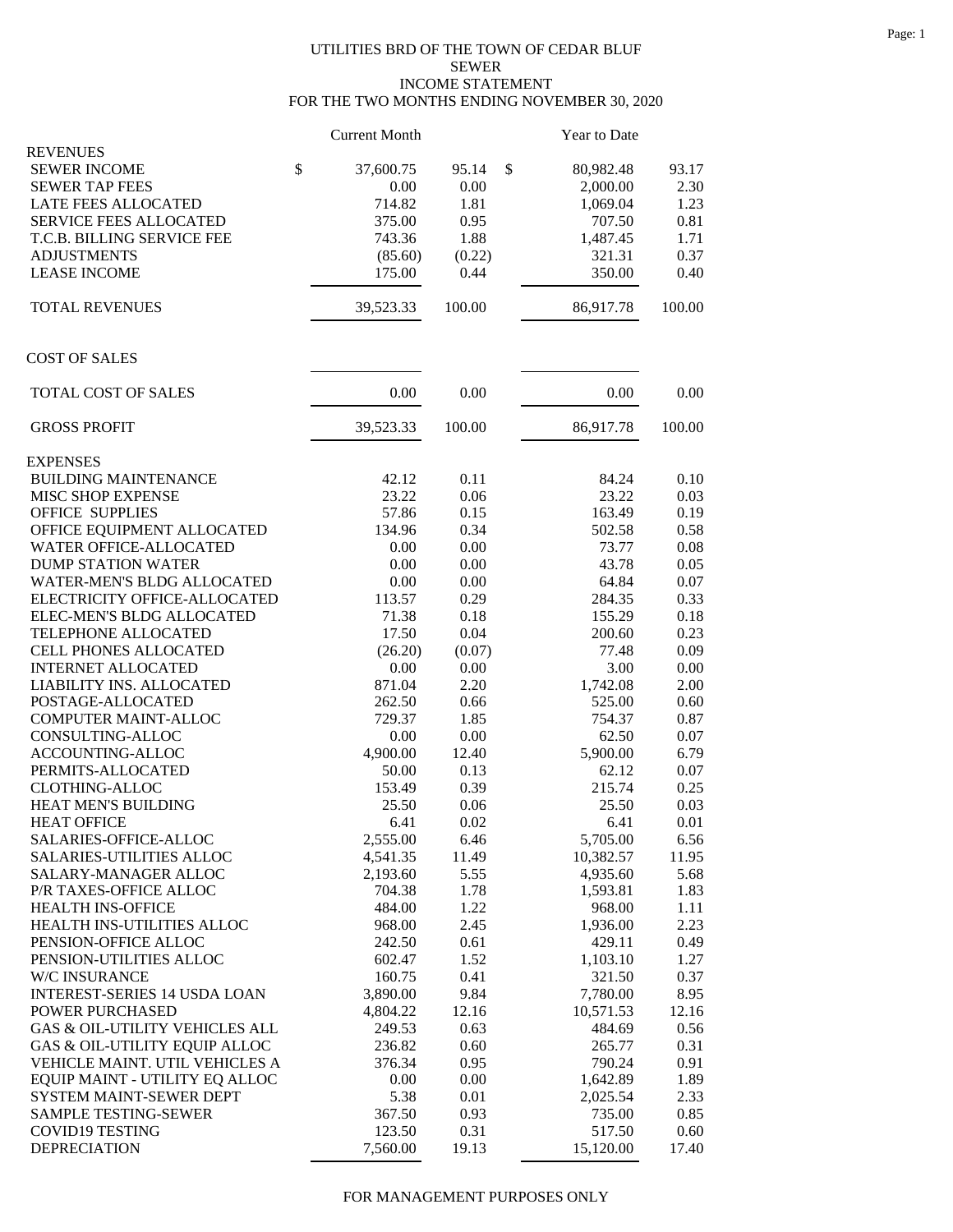# UTILITIES BRD OF THE TOWN OF CEDAR BLUF
## SEWER
## INCOME STATEMENT
### FOR THE TWO MONTHS ENDING NOVEMBER 30, 2020

| | Current Month | | Year to Date | |
|---|---|---|---|---|
| **REVENUES** | | | | |
| SEWER INCOME | $ 37,600.75 | 95.14 | $ 80,982.48 | 93.17 |
| SEWER TAP FEES | 0.00 | 0.00 | 2,000.00 | 2.30 |
| LATE FEES ALLOCATED | 714.82 | 1.81 | 1,069.04 | 1.23 |
| SERVICE FEES ALLOCATED | 375.00 | 0.95 | 707.50 | 0.81 |
| T.C.B. BILLING SERVICE FEE | 743.36 | 1.88 | 1,487.45 | 1.71 |
| ADJUSTMENTS | (85.60) | (0.22) | 321.31 | 0.37 |
| LEASE INCOME | 175.00 | 0.44 | 350.00 | 0.40 |
| TOTAL REVENUES | 39,523.33 | 100.00 | 86,917.78 | 100.00 |
| **COST OF SALES** | | | | |
| TOTAL COST OF SALES | 0.00 | 0.00 | 0.00 | 0.00 |
| GROSS PROFIT | 39,523.33 | 100.00 | 86,917.78 | 100.00 |
| **EXPENSES** | | | | |
| BUILDING MAINTENANCE | 42.12 | 0.11 | 84.24 | 0.10 |
| MISC SHOP EXPENSE | 23.22 | 0.06 | 23.22 | 0.03 |
| OFFICE SUPPLIES | 57.86 | 0.15 | 163.49 | 0.19 |
| OFFICE EQUIPMENT ALLOCATED | 134.96 | 0.34 | 502.58 | 0.58 |
| WATER OFFICE-ALLOCATED | 0.00 | 0.00 | 73.77 | 0.08 |
| DUMP STATION WATER | 0.00 | 0.00 | 43.78 | 0.05 |
| WATER-MEN'S BLDG ALLOCATED | 0.00 | 0.00 | 64.84 | 0.07 |
| ELECTRICITY OFFICE-ALLOCATED | 113.57 | 0.29 | 284.35 | 0.33 |
| ELEC-MEN'S BLDG ALLOCATED | 71.38 | 0.18 | 155.29 | 0.18 |
| TELEPHONE ALLOCATED | 17.50 | 0.04 | 200.60 | 0.23 |
| CELL PHONES ALLOCATED | (26.20) | (0.07) | 77.48 | 0.09 |
| INTERNET ALLOCATED | 0.00 | 0.00 | 3.00 | 0.00 |
| LIABILITY INS. ALLOCATED | 871.04 | 2.20 | 1,742.08 | 2.00 |
| POSTAGE-ALLOCATED | 262.50 | 0.66 | 525.00 | 0.60 |
| COMPUTER MAINT-ALLOC | 729.37 | 1.85 | 754.37 | 0.87 |
| CONSULTING-ALLOC | 0.00 | 0.00 | 62.50 | 0.07 |
| ACCOUNTING-ALLOC | 4,900.00 | 12.40 | 5,900.00 | 6.79 |
| PERMITS-ALLOCATED | 50.00 | 0.13 | 62.12 | 0.07 |
| CLOTHING-ALLOC | 153.49 | 0.39 | 215.74 | 0.25 |
| HEAT MEN'S BUILDING | 25.50 | 0.06 | 25.50 | 0.03 |
| HEAT OFFICE | 6.41 | 0.02 | 6.41 | 0.01 |
| SALARIES-OFFICE-ALLOC | 2,555.00 | 6.46 | 5,705.00 | 6.56 |
| SALARIES-UTILITIES ALLOC | 4,541.35 | 11.49 | 10,382.57 | 11.95 |
| SALARY-MANAGER ALLOC | 2,193.60 | 5.55 | 4,935.60 | 5.68 |
| P/R TAXES-OFFICE ALLOC | 704.38 | 1.78 | 1,593.81 | 1.83 |
| HEALTH INS-OFFICE | 484.00 | 1.22 | 968.00 | 1.11 |
| HEALTH INS-UTILITIES ALLOC | 968.00 | 2.45 | 1,936.00 | 2.23 |
| PENSION-OFFICE ALLOC | 242.50 | 0.61 | 429.11 | 0.49 |
| PENSION-UTILITIES ALLOC | 602.47 | 1.52 | 1,103.10 | 1.27 |
| W/C INSURANCE | 160.75 | 0.41 | 321.50 | 0.37 |
| INTEREST-SERIES 14 USDA LOAN | 3,890.00 | 9.84 | 7,780.00 | 8.95 |
| POWER PURCHASED | 4,804.22 | 12.16 | 10,571.53 | 12.16 |
| GAS & OIL-UTILITY VEHICLES ALL | 249.53 | 0.63 | 484.69 | 0.56 |
| GAS & OIL-UTILITY EQUIP ALLOC | 236.82 | 0.60 | 265.77 | 0.31 |
| VEHICLE MAINT. UTIL VEHICLES A | 376.34 | 0.95 | 790.24 | 0.91 |
| EQUIP MAINT - UTILITY EQ ALLOC | 0.00 | 0.00 | 1,642.89 | 1.89 |
| SYSTEM MAINT-SEWER DEPT | 5.38 | 0.01 | 2,025.54 | 2.33 |
| SAMPLE TESTING-SEWER | 367.50 | 0.93 | 735.00 | 0.85 |
| COVID19 TESTING | 123.50 | 0.31 | 517.50 | 0.60 |
| DEPRECIATION | 7,560.00 | 19.13 | 15,120.00 | 17.40 |

FOR MANAGEMENT PURPOSES ONLY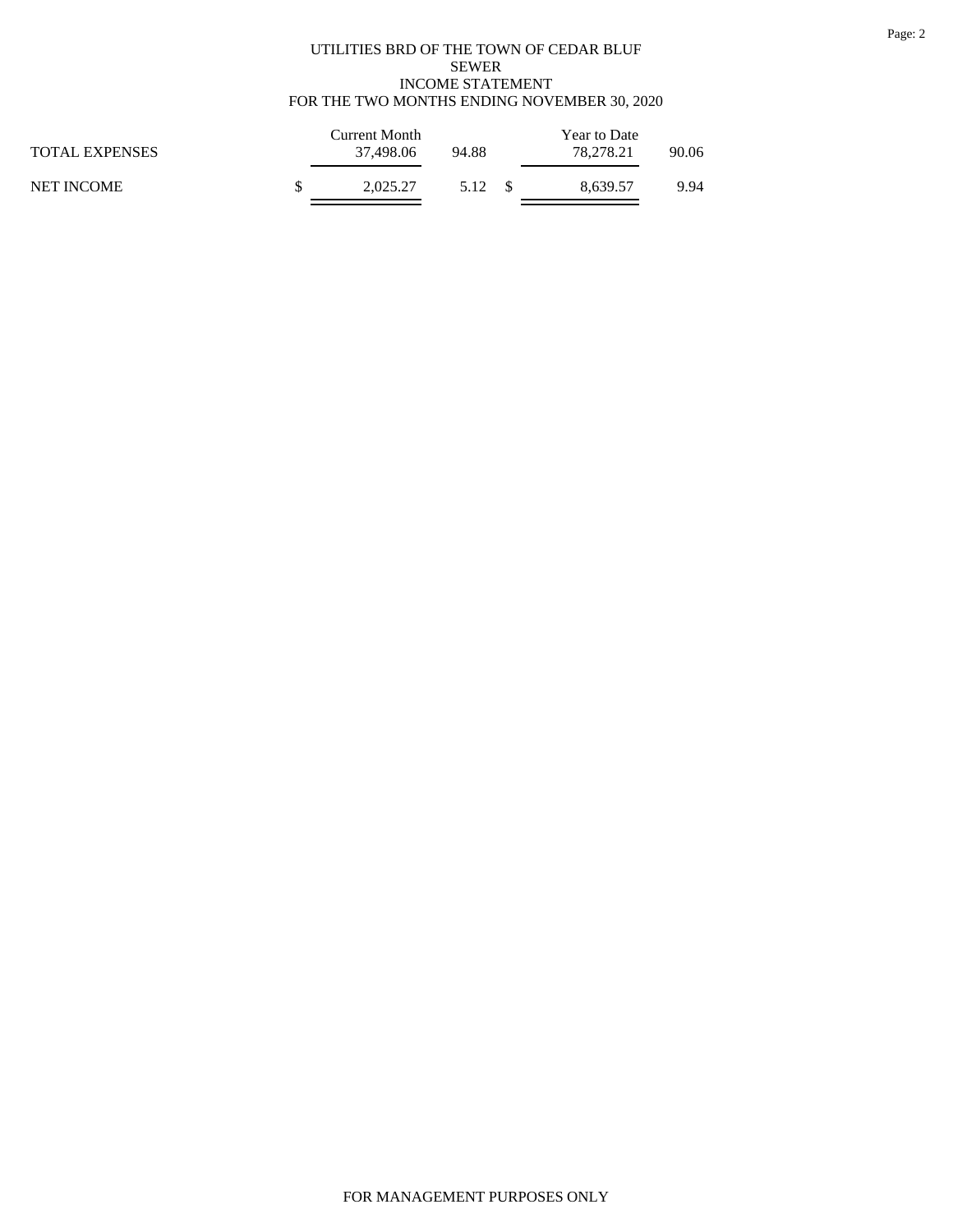UTILITIES BRD OF THE TOWN OF CEDAR BLUF
SEWER
INCOME STATEMENT
FOR THE TWO MONTHS ENDING NOVEMBER 30, 2020

| | Current Month | | Year to Date | |
|---|---|---|---|---|
| TOTAL EXPENSES | 37,498.06 | 94.88 | 78,278.21 | 90.06 |
| NET INCOME | $ 2,025.27 | 5.12 | $ 8,639.57 | 9.94 |

FOR MANAGEMENT PURPOSES ONLY